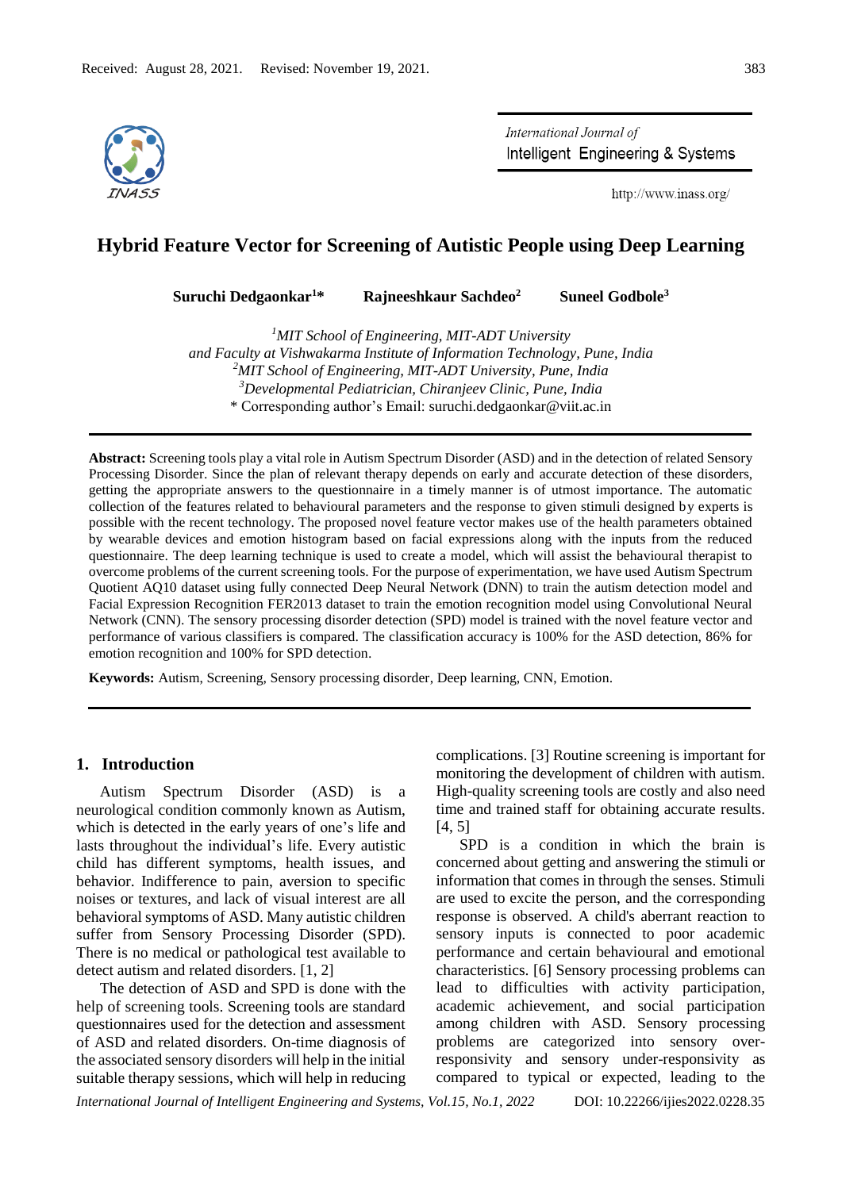Received: August 28, 2021. Revised: November 19, 2021.

# Hybrid Feature Vector for Screening of Autistic People using Deep Learning

**Suruchi Dedgaonkar[1]\*** **Rajneeshkaur Sachdeo[2]** **Suneel Godbole[3]**

[1]*MIT School of Engineering, MIT-ADT University and Faculty at Vishwakarma Institute of Information Technology, Pune, India*
[2]*MIT School of Engineering, MIT-ADT University, Pune, India*
[3]*Developmental Pediatrician, Chiranjeev Clinic, Pune, India*
\* Corresponding author's Email: suruchi.dedgaonkar@viit.ac.in

---

**Abstract:** Screening tools play a vital role in Autism Spectrum Disorder (ASD) and in the detection of related Sensory Processing Disorder. Since the plan of relevant therapy depends on early and accurate detection of these disorders, getting the appropriate answers to the questionnaire in a timely manner is of utmost importance. The automatic collection of the features related to behavioural parameters and the response to given stimuli designed by experts is possible with the recent technology. The proposed novel feature vector makes use of the health parameters obtained by wearable devices and emotion histogram based on facial expressions along with the inputs from the reduced questionnaire. The deep learning technique is used to create a model, which will assist the behavioural therapist to overcome problems of the current screening tools. For the purpose of experimentation, we have used Autism Spectrum Quotient AQ10 dataset using fully connected Deep Neural Network (DNN) to train the autism detection model and Facial Expression Recognition FER2013 dataset to train the emotion recognition model using Convolutional Neural Network (CNN). The sensory processing disorder detection (SPD) model is trained with the novel feature vector and performance of various classifiers is compared. The classification accuracy is 100% for the ASD detection, 86% for emotion recognition and 100% for SPD detection.

**Keywords:** Autism, Screening, Sensory processing disorder, Deep learning, CNN, Emotion.

---

## 1. Introduction

Autism Spectrum Disorder (ASD) is a neurological condition commonly known as Autism, which is detected in the early years of one's life and lasts throughout the individual's life. Every autistic child has different symptoms, health issues, and behavior. Indifference to pain, aversion to specific noises or textures, and lack of visual interest are all behavioral symptoms of ASD. Many autistic children suffer from Sensory Processing Disorder (SPD). There is no medical or pathological test available to detect autism and related disorders. [1, 2]

The detection of ASD and SPD is done with the help of screening tools. Screening tools are standard questionnaires used for the detection and assessment of ASD and related disorders. On-time diagnosis of the associated sensory disorders will help in the initial suitable therapy sessions, which will help in reducing complications. [3] Routine screening is important for monitoring the development of children with autism. High-quality screening tools are costly and also need time and trained staff for obtaining accurate results. [4, 5]

SPD is a condition in which the brain is concerned about getting and answering the stimuli or information that comes in through the senses. Stimuli are used to excite the person, and the corresponding response is observed. A child's aberrant reaction to sensory inputs is connected to poor academic performance and certain behavioural and emotional characteristics. [6] Sensory processing problems can lead to difficulties with activity participation, academic achievement, and social participation among children with ASD. Sensory processing problems are categorized into sensory over-responsivity and sensory under-responsivity as compared to typical or expected, leading to the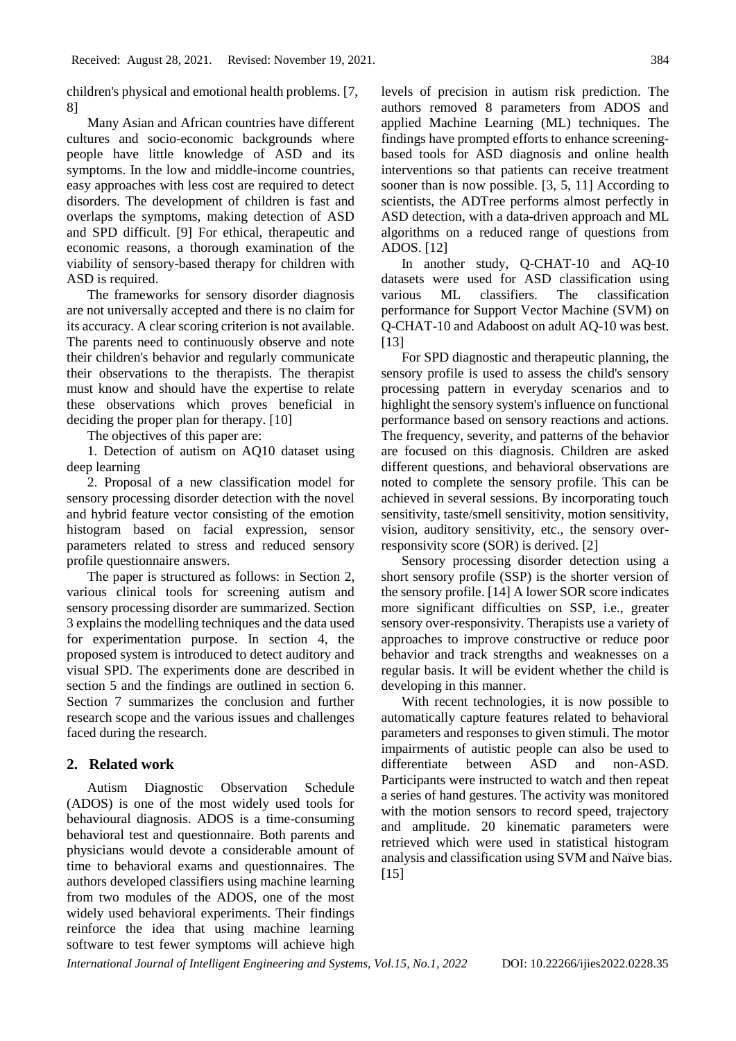children's physical and emotional health problems. [7, 8]

Many Asian and African countries have different cultures and socio-economic backgrounds where people have little knowledge of ASD and its symptoms. In the low and middle-income countries, easy approaches with less cost are required to detect disorders. The development of children is fast and overlaps the symptoms, making detection of ASD and SPD difficult. [9] For ethical, therapeutic and economic reasons, a thorough examination of the viability of sensory-based therapy for children with ASD is required.

The frameworks for sensory disorder diagnosis are not universally accepted and there is no claim for its accuracy. A clear scoring criterion is not available. The parents need to continuously observe and note their children's behavior and regularly communicate their observations to the therapists. The therapist must know and should have the expertise to relate these observations which proves beneficial in deciding the proper plan for therapy. [10]

The objectives of this paper are:

1. Detection of autism on AQ10 dataset using deep learning

2. Proposal of a new classification model for sensory processing disorder detection with the novel and hybrid feature vector consisting of the emotion histogram based on facial expression, sensor parameters related to stress and reduced sensory profile questionnaire answers.

The paper is structured as follows: in Section 2, various clinical tools for screening autism and sensory processing disorder are summarized. Section 3 explains the modelling techniques and the data used for experimentation purpose. In section 4, the proposed system is introduced to detect auditory and visual SPD. The experiments done are described in section 5 and the findings are outlined in section 6. Section 7 summarizes the conclusion and further research scope and the various issues and challenges faced during the research.

## 2. Related work

Autism Diagnostic Observation Schedule (ADOS) is one of the most widely used tools for behavioural diagnosis. ADOS is a time-consuming behavioral test and questionnaire. Both parents and physicians would devote a considerable amount of time to behavioral exams and questionnaires. The authors developed classifiers using machine learning from two modules of the ADOS, one of the most widely used behavioral experiments. Their findings reinforce the idea that using machine learning software to test fewer symptoms will achieve high levels of precision in autism risk prediction. The authors removed 8 parameters from ADOS and applied Machine Learning (ML) techniques. The findings have prompted efforts to enhance screening-based tools for ASD diagnosis and online health interventions so that patients can receive treatment sooner than is now possible. [3, 5, 11] According to scientists, the ADTree performs almost perfectly in ASD detection, with a data-driven approach and ML algorithms on a reduced range of questions from ADOS. [12]

In another study, Q-CHAT-10 and AQ-10 datasets were used for ASD classification using various ML classifiers. The classification performance for Support Vector Machine (SVM) on Q-CHAT-10 and Adaboost on adult AQ-10 was best. [13]

For SPD diagnostic and therapeutic planning, the sensory profile is used to assess the child's sensory processing pattern in everyday scenarios and to highlight the sensory system's influence on functional performance based on sensory reactions and actions. The frequency, severity, and patterns of the behavior are focused on this diagnosis. Children are asked different questions, and behavioral observations are noted to complete the sensory profile. This can be achieved in several sessions. By incorporating touch sensitivity, taste/smell sensitivity, motion sensitivity, vision, auditory sensitivity, etc., the sensory over-responsivity score (SOR) is derived. [2]

Sensory processing disorder detection using a short sensory profile (SSP) is the shorter version of the sensory profile. [14] A lower SOR score indicates more significant difficulties on SSP, i.e., greater sensory over-responsivity. Therapists use a variety of approaches to improve constructive or reduce poor behavior and track strengths and weaknesses on a regular basis. It will be evident whether the child is developing in this manner.

With recent technologies, it is now possible to automatically capture features related to behavioral parameters and responses to given stimuli. The motor impairments of autistic people can also be used to differentiate between ASD and non-ASD. Participants were instructed to watch and then repeat a series of hand gestures. The activity was monitored with the motion sensors to record speed, trajectory and amplitude. 20 kinematic parameters were retrieved which were used in statistical histogram analysis and classification using SVM and Naïve bias. [15]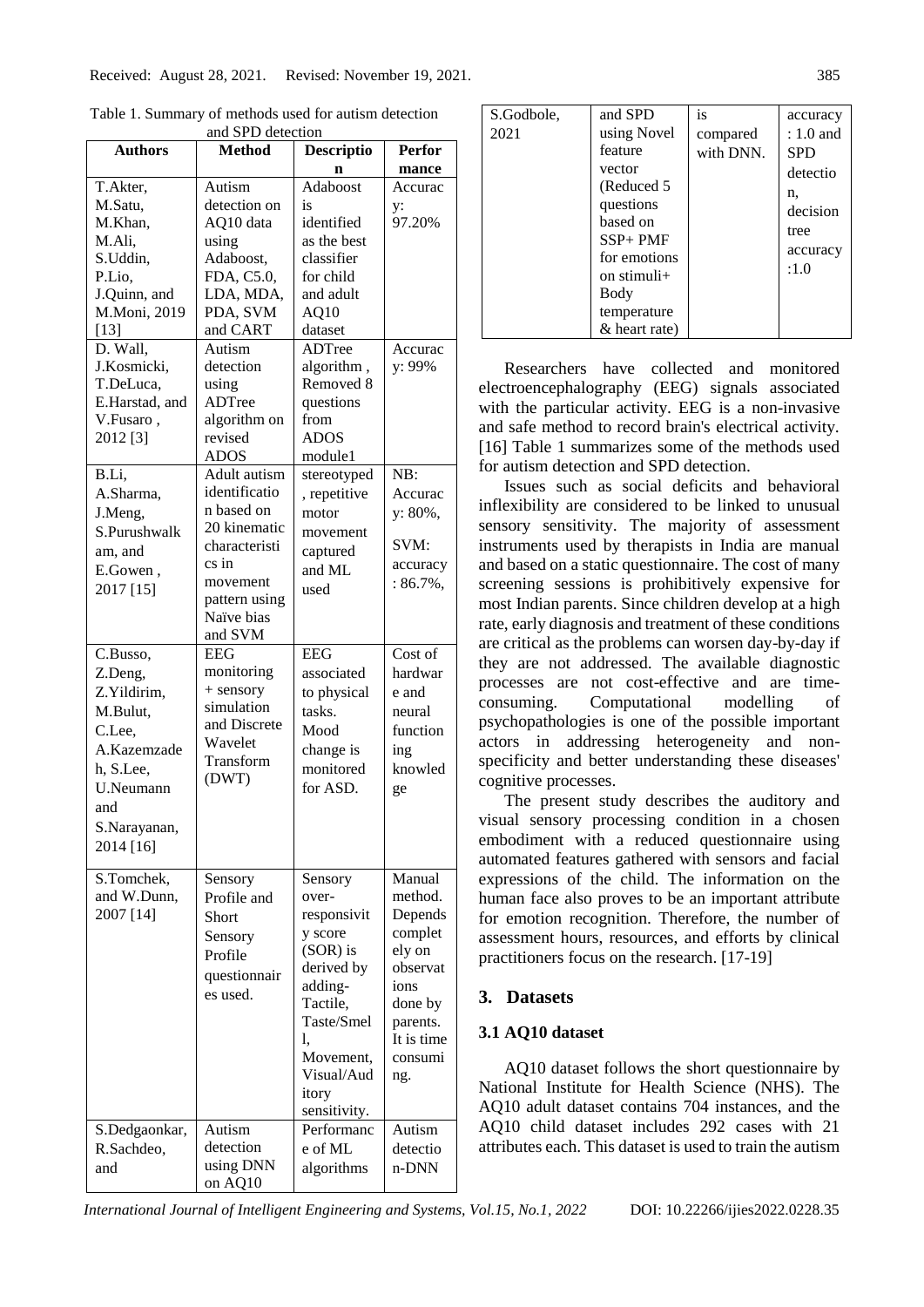Table 1. Summary of methods used for autism detection and SPD detection

| Authors | Method | Description | Performance |
|---|---|---|---|
| T.Akter, M.Satu, M.Khan, M.Ali, S.Uddin, P.Lio, J.Quinn, and M.Moni, 2019 [13] | Autism detection on AQ10 data using Adaboost, FDA, C5.0, LDA, MDA, PDA, SVM and CART | Adaboost is identified as the best classifier for child and adult AQ10 dataset | Accuracy: 97.20% |
| D. Wall, J.Kosmicki, T.DeLuca, E.Harstad, and V.Fusaro, 2012 [3] | Autism detection using ADTree algorithm on revised ADOS | ADTree algorithm, Removed 8 questions from ADOS module1 | Accuracy: 99% |
| B.Li, A.Sharma, J.Meng, S.Purushwalkam, and E.Gowen, 2017 [15] | Adult autism identification based on 20 kinematic characteristics in movement pattern using Naïve bias and SVM | stereotyped, repetitive motor movement captured and ML used | NB: Accuracy: 80%, SVM: accuracy: 86.7%, |
| C.Busso, Z.Deng, Z.Yildirim, M.Bulut, C.Lee, A.Kazemzadeh, S.Lee, U.Neumann and S.Narayanan, 2014 [16] | EEG monitoring + sensory simulation and Discrete Wavelet Transform (DWT) | EEG associated to physical tasks. Mood change is monitored for ASD. | Cost of hardware and neural functioning knowledge |
| S.Tomchek, and W.Dunn, 2007 [14] | Sensory Profile and Short Sensory Profile questionnaires used. | Sensory over-responsivity score (SOR) is derived by adding-Tactile, Taste/Smell, Movement, Visual/Auditory sensitivity. | Manual method. Depends completely on observations done by parents. It is time consuming. |
| S.Dedgaonkar, R.Sachdeo, and S.Godbole, 2021 | Autism detection using DNN on AQ10 and SPD using Novel feature vector (Reduced 5 questions based on SSP+ PMF for emotions on stimuli+ Body temperature & heart rate) | Performance of ML algorithms is compared with DNN. | Autism detection-DNN accuracy: 1.0 and SPD detection, decision tree accuracy: 1.0 |

Researchers have collected and monitored electroencephalography (EEG) signals associated with the particular activity. EEG is a non-invasive and safe method to record brain's electrical activity. [16] Table 1 summarizes some of the methods used for autism detection and SPD detection.

Issues such as social deficits and behavioral inflexibility are considered to be linked to unusual sensory sensitivity. The majority of assessment instruments used by therapists in India are manual and based on a static questionnaire. The cost of many screening sessions is prohibitively expensive for most Indian parents. Since children develop at a high rate, early diagnosis and treatment of these conditions are critical as the problems can worsen day-by-day if they are not addressed. The available diagnostic processes are not cost-effective and are time-consuming. Computational modelling of psychopathologies is one of the possible important actors in addressing heterogeneity and non-specificity and better understanding these diseases' cognitive processes.

The present study describes the auditory and visual sensory processing condition in a chosen embodiment with a reduced questionnaire using automated features gathered with sensors and facial expressions of the child. The information on the human face also proves to be an important attribute for emotion recognition. Therefore, the number of assessment hours, resources, and efforts by clinical practitioners focus on the research. [17-19]

## 3. Datasets

### 3.1 AQ10 dataset

AQ10 dataset follows the short questionnaire by National Institute for Health Science (NHS). The AQ10 adult dataset contains 704 instances, and the AQ10 child dataset includes 292 cases with 21 attributes each. This dataset is used to train the autism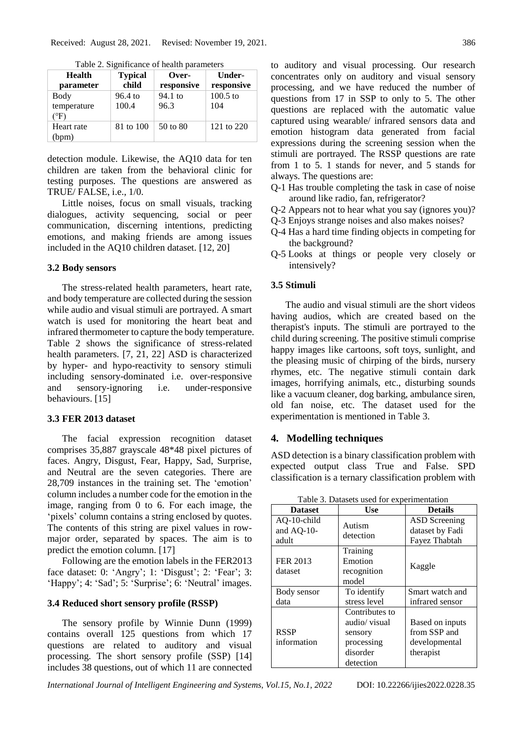Table 2. Significance of health parameters

| Health parameter | Typical child | Over-responsive | Under-responsive |
|---|---|---|---|
| Body temperature (°F) | 96.4 to 100.4 | 94.1 to 96.3 | 100.5 to 104 |
| Heart rate (bpm) | 81 to 100 | 50 to 80 | 121 to 220 |

detection module. Likewise, the AQ10 data for ten children are taken from the behavioral clinic for testing purposes. The questions are answered as TRUE/ FALSE, i.e., 1/0.

Little noises, focus on small visuals, tracking dialogues, activity sequencing, social or peer communication, discerning intentions, predicting emotions, and making friends are among issues included in the AQ10 children dataset. [12, 20]

### 3.2 Body sensors

The stress-related health parameters, heart rate, and body temperature are collected during the session while audio and visual stimuli are portrayed. A smart watch is used for monitoring the heart beat and infrared thermometer to capture the body temperature. Table 2 shows the significance of stress-related health parameters. [7, 21, 22] ASD is characterized by hyper- and hypo-reactivity to sensory stimuli including sensory-dominated i.e. over-responsive and sensory-ignoring i.e. under-responsive behaviours. [15]

### 3.3 FER 2013 dataset

The facial expression recognition dataset comprises 35,887 grayscale 48*48 pixel pictures of faces. Angry, Disgust, Fear, Happy, Sad, Surprise, and Neutral are the seven categories. There are 28,709 instances in the training set. The 'emotion' column includes a number code for the emotion in the image, ranging from 0 to 6. For each image, the 'pixels' column contains a string enclosed by quotes. The contents of this string are pixel values in row-major order, separated by spaces. The aim is to predict the emotion column. [17]

Following are the emotion labels in the FER2013 face dataset: 0: 'Angry'; 1: 'Disgust'; 2: 'Fear'; 3: 'Happy'; 4: 'Sad'; 5: 'Surprise'; 6: 'Neutral' images.

### 3.4 Reduced short sensory profile (RSSP)

The sensory profile by Winnie Dunn (1999) contains overall 125 questions from which 17 questions are related to auditory and visual processing. The short sensory profile (SSP) [14] includes 38 questions, out of which 11 are connected to auditory and visual processing. Our research concentrates only on auditory and visual sensory processing, and we have reduced the number of questions from 17 in SSP to only to 5. The other questions are replaced with the automatic value captured using wearable/ infrared sensors data and emotion histogram data generated from facial expressions during the screening session when the stimuli are portrayed. The RSSP questions are rate from 1 to 5. 1 stands for never, and 5 stands for always. The questions are:

- Q-1 Has trouble completing the task in case of noise around like radio, fan, refrigerator?
- Q-2 Appears not to hear what you say (ignores you)?
- Q-3 Enjoys strange noises and also makes noises?
- Q-4 Has a hard time finding objects in competing for the background?
- Q-5 Looks at things or people very closely or intensively?

### 3.5 Stimuli

The audio and visual stimuli are the short videos having audios, which are created based on the therapist's inputs. The stimuli are portrayed to the child during screening. The positive stimuli comprise happy images like cartoons, soft toys, sunlight, and the pleasing music of chirping of the birds, nursery rhymes, etc. The negative stimuli contain dark images, horrifying animals, etc., disturbing sounds like a vacuum cleaner, dog barking, ambulance siren, old fan noise, etc. The dataset used for the experimentation is mentioned in Table 3.

## 4. Modelling techniques

ASD detection is a binary classification problem with expected output class True and False. SPD classification is a ternary classification problem with

Table 3. Datasets used for experimentation

| Dataset | Use | Details |
|---|---|---|
| AQ-10-child and AQ-10-adult | Autism detection | ASD Screening dataset by Fadi Fayez Thabtah |
| FER 2013 dataset | Training Emotion recognition model | Kaggle |
| Body sensor data | To identify stress level | Smart watch and infrared sensor |
| RSSP information | Contributes to audio/ visual sensory processing disorder detection | Based on inputs from SSP and developmental therapist |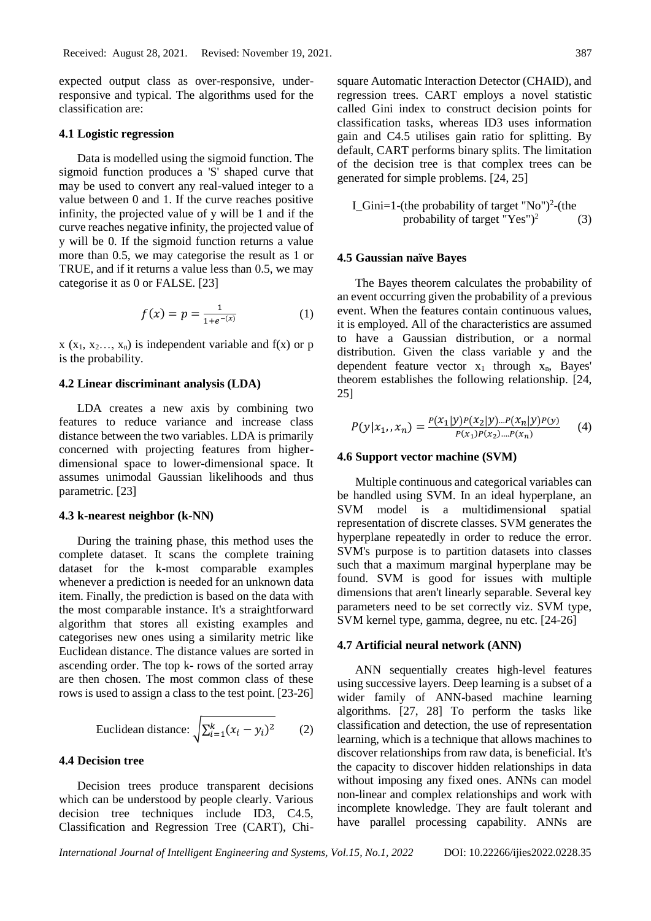expected output class as over-responsive, under-responsive and typical. The algorithms used for the classification are:

### 4.1 Logistic regression

Data is modelled using the sigmoid function. The sigmoid function produces a 'S' shaped curve that may be used to convert any real-valued integer to a value between 0 and 1. If the curve reaches positive infinity, the projected value of y will be 1 and if the curve reaches negative infinity, the projected value of y will be 0. If the sigmoid function returns a value more than 0.5, we may categorise the result as 1 or TRUE, and if it returns a value less than 0.5, we may categorise it as 0 or FALSE. [23]

$$f(x) = p = \frac{1}{1+e^{-(x)}} \tag{1}$$

x ($x_1, x_2 \ldots, x_n$) is independent variable and f(x) or p is the probability.

### 4.2 Linear discriminant analysis (LDA)

LDA creates a new axis by combining two features to reduce variance and increase class distance between the two variables. LDA is primarily concerned with projecting features from higher-dimensional space to lower-dimensional space. It assumes unimodal Gaussian likelihoods and thus parametric. [23]

### 4.3 k-nearest neighbor (k-NN)

During the training phase, this method uses the complete dataset. It scans the complete training dataset for the k-most comparable examples whenever a prediction is needed for an unknown data item. Finally, the prediction is based on the data with the most comparable instance. It's a straightforward algorithm that stores all existing examples and categorises new ones using a similarity metric like Euclidean distance. The distance values are sorted in ascending order. The top k- rows of the sorted array are then chosen. The most common class of these rows is used to assign a class to the test point. [23-26]

$$\text{Euclidean distance: } \sqrt{\sum_{i=1}^{k}(x_i - y_i)^2} \tag{2}$$

### 4.4 Decision tree

Decision trees produce transparent decisions which can be understood by people clearly. Various decision tree techniques include ID3, C4.5, Classification and Regression Tree (CART), Chi-square Automatic Interaction Detector (CHAID), and regression trees. CART employs a novel statistic called Gini index to construct decision points for classification tasks, whereas ID3 uses information gain and C4.5 utilises gain ratio for splitting. By default, CART performs binary splits. The limitation of the decision tree is that complex trees can be generated for simple problems. [24, 25]

$$I\_Gini = 1 - (\text{the probability of target "No"})^2 - (\text{the probability of target "Yes"})^2 \tag{3}$$

### 4.5 Gaussian naïve Bayes

The Bayes theorem calculates the probability of an event occurring given the probability of a previous event. When the features contain continuous values, it is employed. All of the characteristics are assumed to have a Gaussian distribution, or a normal distribution. Given the class variable y and the dependent feature vector $x_1$ through $x_n$, Bayes' theorem establishes the following relationship. [24, 25]

$$P(y|x_1,, x_n) = \frac{P(x_1|y)P(x_2|y)\ldots P(x_n|y)P(y)}{P(x_1)P(x_2)\ldots.P(x_n)} \tag{4}$$

### 4.6 Support vector machine (SVM)

Multiple continuous and categorical variables can be handled using SVM. In an ideal hyperplane, an SVM model is a multidimensional spatial representation of discrete classes. SVM generates the hyperplane repeatedly in order to reduce the error. SVM's purpose is to partition datasets into classes such that a maximum marginal hyperplane may be found. SVM is good for issues with multiple dimensions that aren't linearly separable. Several key parameters need to be set correctly viz. SVM type, SVM kernel type, gamma, degree, nu etc. [24-26]

### 4.7 Artificial neural network (ANN)

ANN sequentially creates high-level features using successive layers. Deep learning is a subset of a wider family of ANN-based machine learning algorithms. [27, 28] To perform the tasks like classification and detection, the use of representation learning, which is a technique that allows machines to discover relationships from raw data, is beneficial. It's the capacity to discover hidden relationships in data without imposing any fixed ones. ANNs can model non-linear and complex relationships and work with incomplete knowledge. They are fault tolerant and have parallel processing capability. ANNs are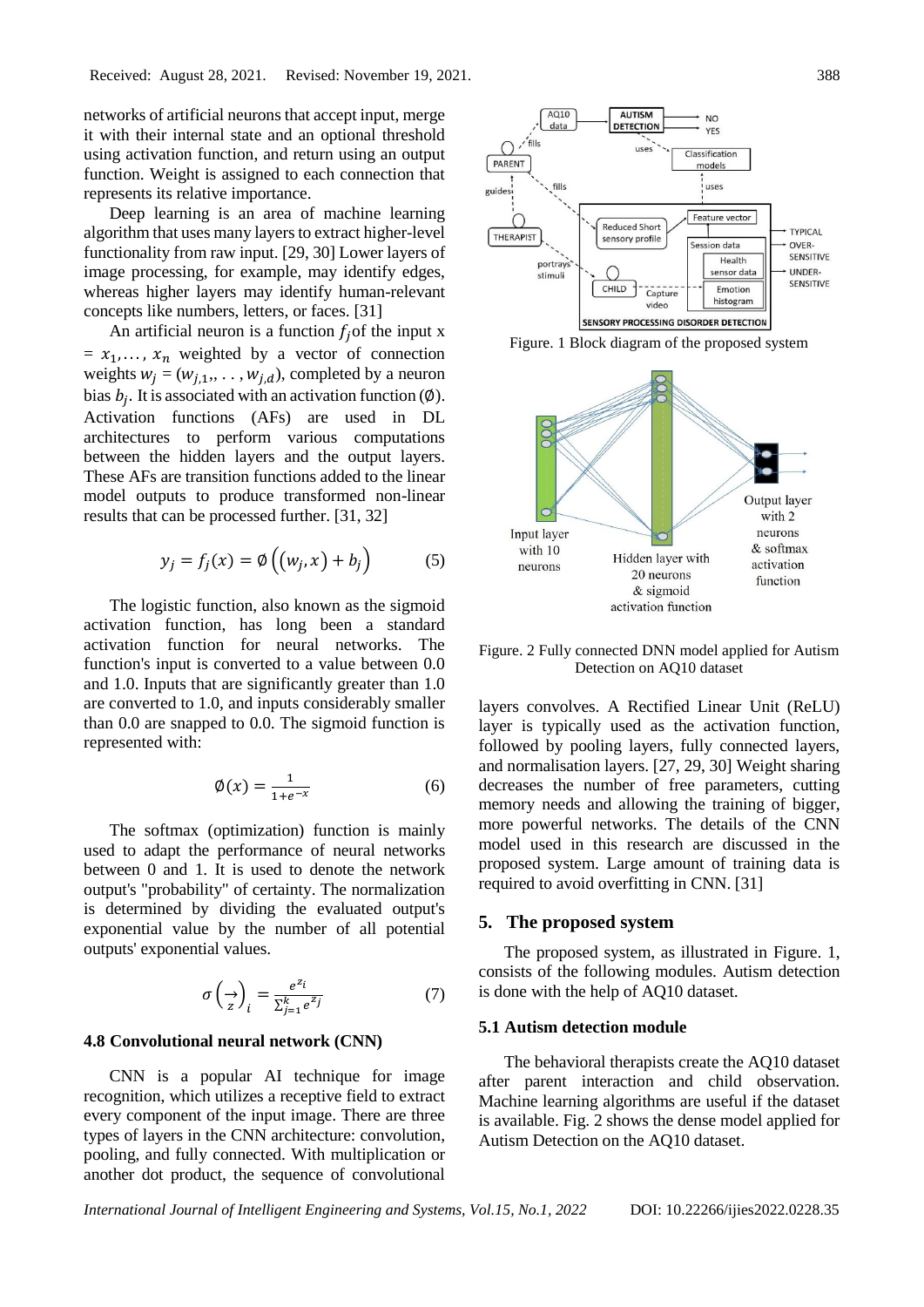networks of artificial neurons that accept input, merge it with their internal state and an optional threshold using activation function, and return using an output function. Weight is assigned to each connection that represents its relative importance.

Deep learning is an area of machine learning algorithm that uses many layers to extract higher-level functionality from raw input. [29, 30] Lower layers of image processing, for example, may identify edges, whereas higher layers may identify human-relevant concepts like numbers, letters, or faces. [31]

An artificial neuron is a function $f_j$ of the input x $= x_1, \ldots, x_n$ weighted by a vector of connection weights $w_j = (w_{j,1}, \ldots, w_{j,d})$, completed by a neuron bias $b_j$. It is associated with an activation function ($\emptyset$). Activation functions (AFs) are used in DL architectures to perform various computations between the hidden layers and the output layers. These AFs are transition functions added to the linear model outputs to produce transformed non-linear results that can be processed further. [31, 32]

$$y_j = f_j(x) = \emptyset\left((w_j, x) + b_j\right) \tag{5}$$

The logistic function, also known as the sigmoid activation function, has long been a standard activation function for neural networks. The function's input is converted to a value between 0.0 and 1.0. Inputs that are significantly greater than 1.0 are converted to 1.0, and inputs considerably smaller than 0.0 are snapped to 0.0. The sigmoid function is represented with:

$$\emptyset(x) = \frac{1}{1+e^{-x}} \tag{6}$$

The softmax (optimization) function is mainly used to adapt the performance of neural networks between 0 and 1. It is used to denote the network output's "probability" of certainty. The normalization is determined by dividing the evaluated output's exponential value by the number of all potential outputs' exponential values.

$$\sigma\left(\vec{z}\right)_i = \frac{e^{z_i}}{\sum_{j=1}^{k} e^{z_j}} \tag{7}$$

### 4.8 Convolutional neural network (CNN)

CNN is a popular AI technique for image recognition, which utilizes a receptive field to extract every component of the input image. There are three types of layers in the CNN architecture: convolution, pooling, and fully connected. With multiplication or another dot product, the sequence of convolutional layers convolves. A Rectified Linear Unit (ReLU) layer is typically used as the activation function, followed by pooling layers, fully connected layers, and normalisation layers. [27, 29, 30] Weight sharing decreases the number of free parameters, cutting memory needs and allowing the training of bigger, more powerful networks. The details of the CNN model used in this research are discussed in the proposed system. Large amount of training data is required to avoid overfitting in CNN. [31]

Figure. 1 Block diagram of the proposed system

Figure. 2 Fully connected DNN model applied for Autism Detection on AQ10 dataset

## 5. The proposed system

The proposed system, as illustrated in Figure. 1, consists of the following modules. Autism detection is done with the help of AQ10 dataset.

### 5.1 Autism detection module

The behavioral therapists create the AQ10 dataset after parent interaction and child observation. Machine learning algorithms are useful if the dataset is available. Fig. 2 shows the dense model applied for Autism Detection on the AQ10 dataset.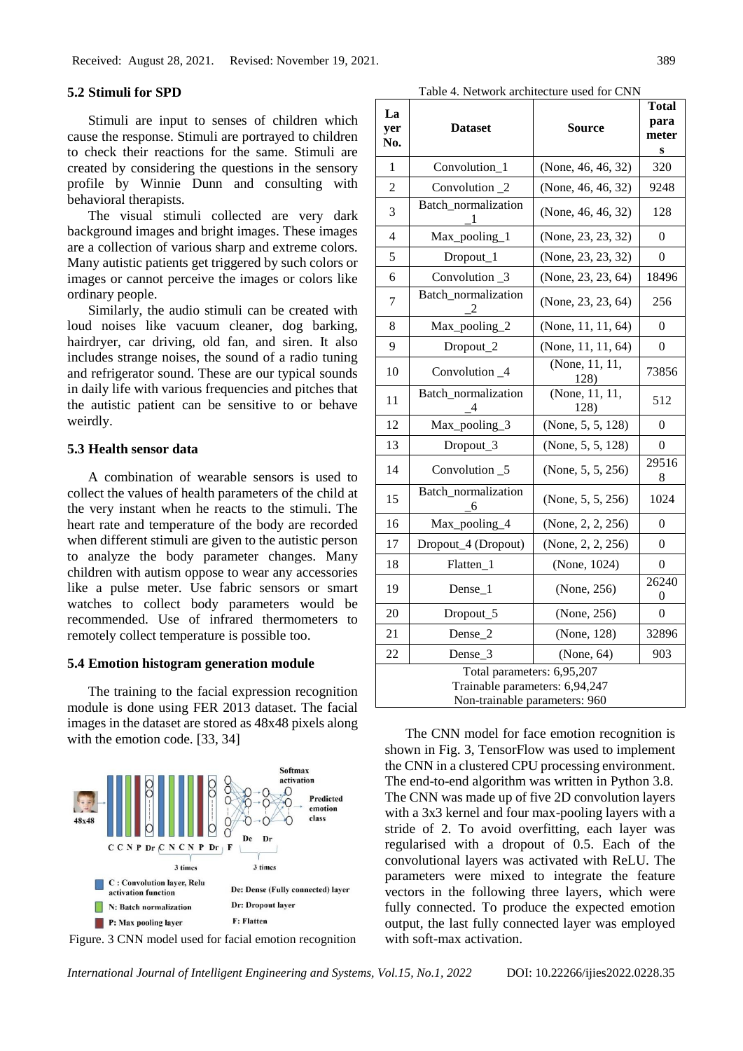Received: August 28, 2021. Revised: November 19, 2021.

### 5.2 Stimuli for SPD

Stimuli are input to senses of children which cause the response. Stimuli are portrayed to children to check their reactions for the same. Stimuli are created by considering the questions in the sensory profile by Winnie Dunn and consulting with behavioral therapists.

The visual stimuli collected are very dark background images and bright images. These images are a collection of various sharp and extreme colors. Many autistic patients get triggered by such colors or images or cannot perceive the images or colors like ordinary people.

Similarly, the audio stimuli can be created with loud noises like vacuum cleaner, dog barking, hairdryer, car driving, old fan, and siren. It also includes strange noises, the sound of a radio tuning and refrigerator sound. These are our typical sounds in daily life with various frequencies and pitches that the autistic patient can be sensitive to or behave weirdly.

### 5.3 Health sensor data

A combination of wearable sensors is used to collect the values of health parameters of the child at the very instant when he reacts to the stimuli. The heart rate and temperature of the body are recorded when different stimuli are given to the autistic person to analyze the body parameter changes. Many children with autism oppose to wear any accessories like a pulse meter. Use fabric sensors or smart watches to collect body parameters would be recommended. Use of infrared thermometers to remotely collect temperature is possible too.

### 5.4 Emotion histogram generation module

The training to the facial expression recognition module is done using FER 2013 dataset. The facial images in the dataset are stored as 48x48 pixels along with the emotion code. [33, 34]

Figure. 3 CNN model used for facial emotion recognition

Table 4. Network architecture used for CNN

| Layer No. | Dataset | Source | Total parameters |
|---|---|---|---|
| 1 | Convolution_1 | (None, 46, 46, 32) | 320 |
| 2 | Convolution _2 | (None, 46, 46, 32) | 9248 |
| 3 | Batch_normalization _1 | (None, 46, 46, 32) | 128 |
| 4 | Max_pooling_1 | (None, 23, 23, 32) | 0 |
| 5 | Dropout_1 | (None, 23, 23, 32) | 0 |
| 6 | Convolution _3 | (None, 23, 23, 64) | 18496 |
| 7 | Batch_normalization _2 | (None, 23, 23, 64) | 256 |
| 8 | Max_pooling_2 | (None, 11, 11, 64) | 0 |
| 9 | Dropout_2 | (None, 11, 11, 64) | 0 |
| 10 | Convolution _4 | (None, 11, 11, 128) | 73856 |
| 11 | Batch_normalization _4 | (None, 11, 11, 128) | 512 |
| 12 | Max_pooling_3 | (None, 5, 5, 128) | 0 |
| 13 | Dropout_3 | (None, 5, 5, 128) | 0 |
| 14 | Convolution _5 | (None, 5, 5, 256) | 295168 |
| 15 | Batch_normalization _6 | (None, 5, 5, 256) | 1024 |
| 16 | Max_pooling_4 | (None, 2, 2, 256) | 0 |
| 17 | Dropout_4 (Dropout) | (None, 2, 2, 256) | 0 |
| 18 | Flatten_1 | (None, 1024) | 0 |
| 19 | Dense_1 | (None, 256) | 262400 |
| 20 | Dropout_5 | (None, 256) | 0 |
| 21 | Dense_2 | (None, 128) | 32896 |
| 22 | Dense_3 | (None, 64) | 903 |

Total parameters: 6,95,207
Trainable parameters: 6,94,247
Non-trainable parameters: 960

The CNN model for face emotion recognition is shown in Fig. 3, TensorFlow was used to implement the CNN in a clustered CPU processing environment. The end-to-end algorithm was written in Python 3.8. The CNN was made up of five 2D convolution layers with a 3x3 kernel and four max-pooling layers with a stride of 2. To avoid overfitting, each layer was regularised with a dropout of 0.5. Each of the convolutional layers was activated with ReLU. The parameters were mixed to integrate the feature vectors in the following three layers, which were fully connected. To produce the expected emotion output, the last fully connected layer was employed with soft-max activation.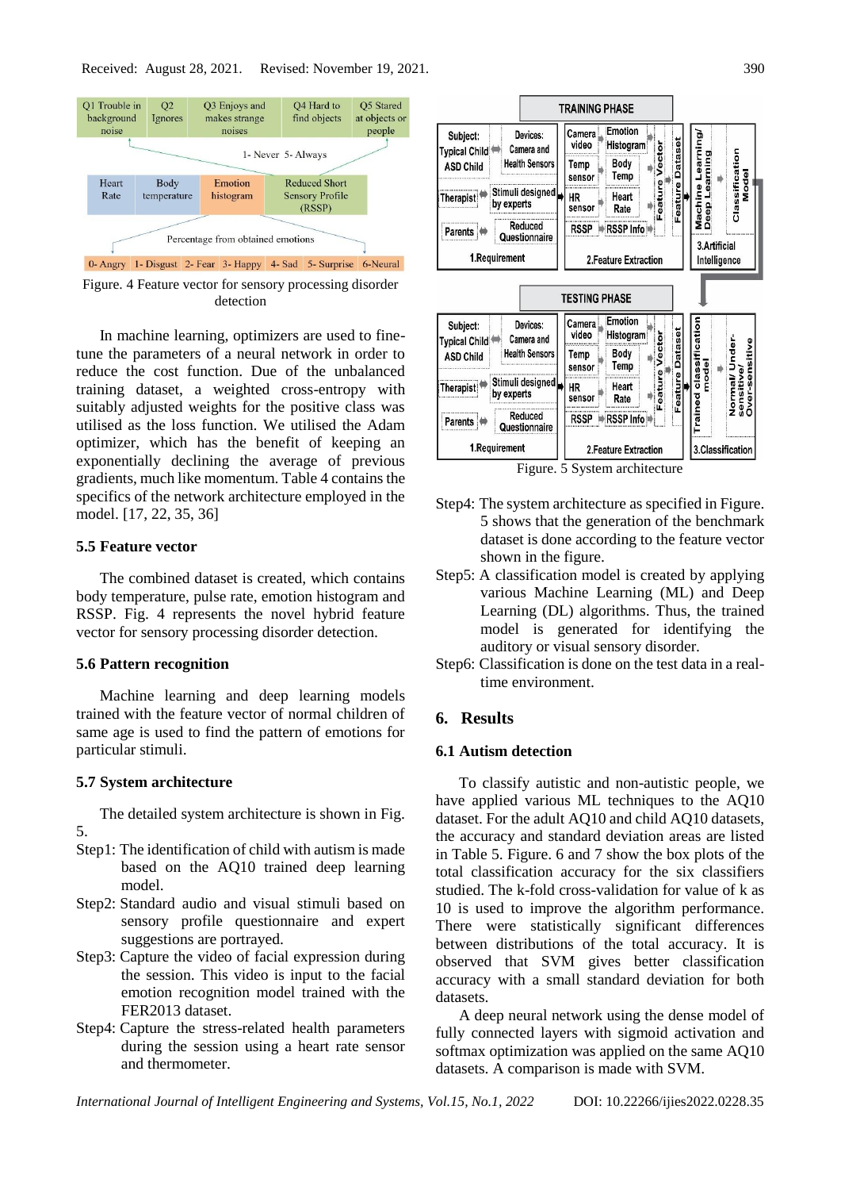Figure. 4 Feature vector for sensory processing disorder detection

In machine learning, optimizers are used to fine-tune the parameters of a neural network in order to reduce the cost function. Due of the unbalanced training dataset, a weighted cross-entropy with suitably adjusted weights for the positive class was utilised as the loss function. We utilised the Adam optimizer, which has the benefit of keeping an exponentially declining the average of previous gradients, much like momentum. Table 4 contains the specifics of the network architecture employed in the model. [17, 22, 35, 36]

### 5.5 Feature vector

The combined dataset is created, which contains body temperature, pulse rate, emotion histogram and RSSP. Fig. 4 represents the novel hybrid feature vector for sensory processing disorder detection.

### 5.6 Pattern recognition

Machine learning and deep learning models trained with the feature vector of normal children of same age is used to find the pattern of emotions for particular stimuli.

### 5.7 System architecture

The detailed system architecture is shown in Fig. 5.

Step1: The identification of child with autism is made based on the AQ10 trained deep learning model.

Step2: Standard audio and visual stimuli based on sensory profile questionnaire and expert suggestions are portrayed.

Step3: Capture the video of facial expression during the session. This video is input to the facial emotion recognition model trained with the FER2013 dataset.

Step4: Capture the stress-related health parameters during the session using a heart rate sensor and thermometer.

Figure. 5 System architecture

Step4: The system architecture as specified in Figure. 5 shows that the generation of the benchmark dataset is done according to the feature vector shown in the figure.

Step5: A classification model is created by applying various Machine Learning (ML) and Deep Learning (DL) algorithms. Thus, the trained model is generated for identifying the auditory or visual sensory disorder.

Step6: Classification is done on the test data in a real-time environment.

## 6. Results

### 6.1 Autism detection

To classify autistic and non-autistic people, we have applied various ML techniques to the AQ10 dataset. For the adult AQ10 and child AQ10 datasets, the accuracy and standard deviation areas are listed in Table 5. Figure. 6 and 7 show the box plots of the total classification accuracy for the six classifiers studied. The k-fold cross-validation for value of k as 10 is used to improve the algorithm performance. There were statistically significant differences between distributions of the total accuracy. It is observed that SVM gives better classification accuracy with a small standard deviation for both datasets.

A deep neural network using the dense model of fully connected layers with sigmoid activation and softmax optimization was applied on the same AQ10 datasets. A comparison is made with SVM.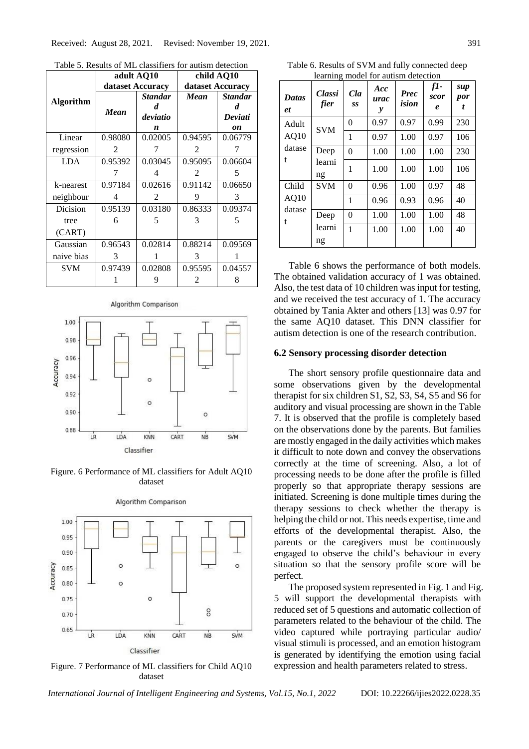Table 5. Results of ML classifiers for autism detection

| Algorithm | adult AQ10 dataset Accuracy | | child AQ10 dataset Accuracy | |
|---|---|---|---|---|
| | ***Mean*** | ***Standard deviation*** | ***Mean*** | ***Standard Deviation*** |
| Linear regression | 0.980802 | 0.020057 | 0.945952 | 0.067797 |
| LDA | 0.953927 | 0.030454 | 0.950952 | 0.066045 |
| k-nearest neighbour | 0.971844 | 0.026162 | 0.911429 | 0.066503 |
| Dicision tree (CART) | 0.951396 | 0.031805 | 0.863333 | 0.093745 |
| Gaussian naive bias | 0.965433 | 0.028141 | 0.882143 | 0.095691 |
| SVM | 0.974391 | 0.028089 | 0.955952 | 0.045578 |

Figure. 6 Performance of ML classifiers for Adult AQ10 dataset

Figure. 7 Performance of ML classifiers for Child AQ10 dataset

Table 6. Results of SVM and fully connected deep learning model for autism detection

| ***Dataset*** | ***Classifier*** | ***Class*** | ***Accuracy*** | ***Precision*** | ***f1-score*** | ***support*** |
|---|---|---|---|---|---|---|
| Adult AQ10 dataset | SVM | 0 | 0.97 | 0.97 | 0.99 | 230 |
| | | 1 | 0.97 | 1.00 | 0.97 | 106 |
| | Deep learning | 0 | 1.00 | 1.00 | 1.00 | 230 |
| | | 1 | 1.00 | 1.00 | 1.00 | 106 |
| Child AQ10 dataset | SVM | 0 | 0.96 | 1.00 | 0.97 | 48 |
| | | 1 | 0.96 | 0.93 | 0.96 | 40 |
| | Deep learning | 0 | 1.00 | 1.00 | 1.00 | 48 |
| | | 1 | 1.00 | 1.00 | 1.00 | 40 |

Table 6 shows the performance of both models. The obtained validation accuracy of 1 was obtained. Also, the test data of 10 children was input for testing, and we received the test accuracy of 1. The accuracy obtained by Tania Akter and others [13] was 0.97 for the same AQ10 dataset. This DNN classifier for autism detection is one of the research contribution.

### 6.2 Sensory processing disorder detection

The short sensory profile questionnaire data and some observations given by the developmental therapist for six children S1, S2, S3, S4, S5 and S6 for auditory and visual processing are shown in the Table 7. It is observed that the profile is completely based on the observations done by the parents. But families are mostly engaged in the daily activities which makes it difficult to note down and convey the observations correctly at the time of screening. Also, a lot of processing needs to be done after the profile is filled properly so that appropriate therapy sessions are initiated. Screening is done multiple times during the therapy sessions to check whether the therapy is helping the child or not. This needs expertise, time and efforts of the developmental therapist. Also, the parents or the caregivers must be continuously engaged to observe the child's behaviour in every situation so that the sensory profile score will be perfect.

The proposed system represented in Fig. 1 and Fig. 5 will support the developmental therapists with reduced set of 5 questions and automatic collection of parameters related to the behaviour of the child. The video captured while portraying particular audio/ visual stimuli is processed, and an emotion histogram is generated by identifying the emotion using facial expression and health parameters related to stress.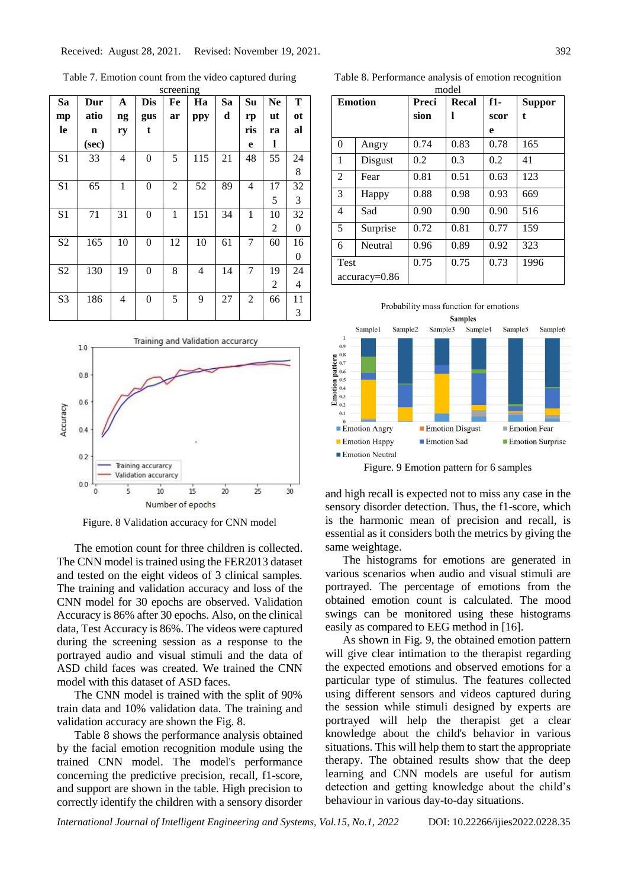Received: August 28, 2021. Revised: November 19, 2021.

Table 7. Emotion count from the video captured during screening

| Sample | Duration (sec) | Angry | Disgust | Fear | Happy | Sad | Surprise | Neutral | Total |
|---|---|---|---|---|---|---|---|---|---|
| S1 | 33 | 4 | 0 | 5 | 115 | 21 | 48 | 55 | 248 |
| S1 | 65 | 1 | 0 | 2 | 52 | 89 | 4 | 175 | 323 |
| S1 | 71 | 31 | 0 | 1 | 151 | 34 | 1 | 102 | 320 |
| S2 | 165 | 10 | 0 | 12 | 10 | 61 | 7 | 60 | 160 |
| S2 | 130 | 19 | 0 | 8 | 4 | 14 | 7 | 192 | 244 |
| S3 | 186 | 4 | 0 | 5 | 9 | 27 | 2 | 66 | 113 |

Figure. 8 Validation accuracy for CNN model

The emotion count for three children is collected. The CNN model is trained using the FER2013 dataset and tested on the eight videos of 3 clinical samples. The training and validation accuracy and loss of the CNN model for 30 epochs are observed. Validation Accuracy is 86% after 30 epochs. Also, on the clinical data, Test Accuracy is 86%. The videos were captured during the screening session as a response to the portrayed audio and visual stimuli and the data of ASD child faces was created. We trained the CNN model with this dataset of ASD faces.

The CNN model is trained with the split of 90% train data and 10% validation data. The training and validation accuracy are shown the Fig. 8.

Table 8 shows the performance analysis obtained by the facial emotion recognition module using the trained CNN model. The model's performance concerning the predictive precision, recall, f1-score, and support are shown in the table. High precision to correctly identify the children with a sensory disorder and high recall is expected not to miss any case in the sensory disorder detection. Thus, the f1-score, which is the harmonic mean of precision and recall, is essential as it considers both the metrics by giving the same weightage.

Table 8. Performance analysis of emotion recognition model

| Emotion | | Precision | Recall | f1-score | Support |
|---|---|---|---|---|---|
| 0 | Angry | 0.74 | 0.83 | 0.78 | 165 |
| 1 | Disgust | 0.2 | 0.3 | 0.2 | 41 |
| 2 | Fear | 0.81 | 0.51 | 0.63 | 123 |
| 3 | Happy | 0.88 | 0.98 | 0.93 | 669 |
| 4 | Sad | 0.90 | 0.90 | 0.90 | 516 |
| 5 | Surprise | 0.72 | 0.81 | 0.77 | 159 |
| 6 | Neutral | 0.96 | 0.89 | 0.92 | 323 |
| Test accuracy=0.86 | | 0.75 | 0.75 | 0.73 | 1996 |

Figure. 9 Emotion pattern for 6 samples

The histograms for emotions are generated in various scenarios when audio and visual stimuli are portrayed. The percentage of emotions from the obtained emotion count is calculated. The mood swings can be monitored using these histograms easily as compared to EEG method in [16].

As shown in Fig. 9, the obtained emotion pattern will give clear intimation to the therapist regarding the expected emotions and observed emotions for a particular type of stimulus. The features collected using different sensors and videos captured during the session while stimuli designed by experts are portrayed will help the therapist get a clear knowledge about the child's behavior in various situations. This will help them to start the appropriate therapy. The obtained results show that the deep learning and CNN models are useful for autism detection and getting knowledge about the child's behaviour in various day-to-day situations.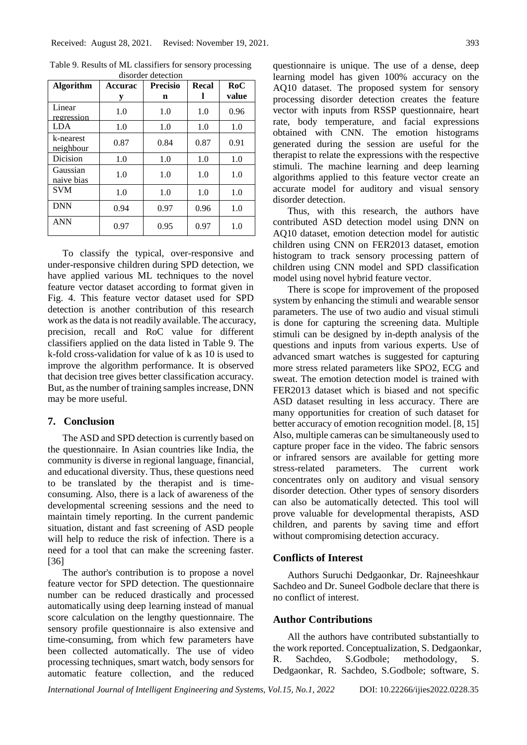Table 9. Results of ML classifiers for sensory processing disorder detection

| Algorithm | Accuracy | Precision | Recall | RoC value |
|---|---|---|---|---|
| Linear regression | 1.0 | 1.0 | 1.0 | 0.96 |
| LDA | 1.0 | 1.0 | 1.0 | 1.0 |
| k-nearest neighbour | 0.87 | 0.84 | 0.87 | 0.91 |
| Dicision | 1.0 | 1.0 | 1.0 | 1.0 |
| Gaussian naive bias | 1.0 | 1.0 | 1.0 | 1.0 |
| SVM | 1.0 | 1.0 | 1.0 | 1.0 |
| DNN | 0.94 | 0.97 | 0.96 | 1.0 |
| ANN | 0.97 | 0.95 | 0.97 | 1.0 |

To classify the typical, over-responsive and under-responsive children during SPD detection, we have applied various ML techniques to the novel feature vector dataset according to format given in Fig. 4. This feature vector dataset used for SPD detection is another contribution of this research work as the data is not readily available. The accuracy, precision, recall and RoC value for different classifiers applied on the data listed in Table 9. The k-fold cross-validation for value of k as 10 is used to improve the algorithm performance. It is observed that decision tree gives better classification accuracy. But, as the number of training samples increase, DNN may be more useful.

## 7. Conclusion

The ASD and SPD detection is currently based on the questionnaire. In Asian countries like India, the community is diverse in regional language, financial, and educational diversity. Thus, these questions need to be translated by the therapist and is time-consuming. Also, there is a lack of awareness of the developmental screening sessions and the need to maintain timely reporting. In the current pandemic situation, distant and fast screening of ASD people will help to reduce the risk of infection. There is a need for a tool that can make the screening faster. [36]

The author's contribution is to propose a novel feature vector for SPD detection. The questionnaire number can be reduced drastically and processed automatically using deep learning instead of manual score calculation on the lengthy questionnaire. The sensory profile questionnaire is also extensive and time-consuming, from which few parameters have been collected automatically. The use of video processing techniques, smart watch, body sensors for automatic feature collection, and the reduced questionnaire is unique. The use of a dense, deep learning model has given 100% accuracy on the AQ10 dataset. The proposed system for sensory processing disorder detection creates the feature vector with inputs from RSSP questionnaire, heart rate, body temperature, and facial expressions obtained with CNN. The emotion histograms generated during the session are useful for the therapist to relate the expressions with the respective stimuli. The machine learning and deep learning algorithms applied to this feature vector create an accurate model for auditory and visual sensory disorder detection.

Thus, with this research, the authors have contributed ASD detection model using DNN on AQ10 dataset, emotion detection model for autistic children using CNN on FER2013 dataset, emotion histogram to track sensory processing pattern of children using CNN model and SPD classification model using novel hybrid feature vector.

There is scope for improvement of the proposed system by enhancing the stimuli and wearable sensor parameters. The use of two audio and visual stimuli is done for capturing the screening data. Multiple stimuli can be designed by in-depth analysis of the questions and inputs from various experts. Use of advanced smart watches is suggested for capturing more stress related parameters like SPO2, ECG and sweat. The emotion detection model is trained with FER2013 dataset which is biased and not specific ASD dataset resulting in less accuracy. There are many opportunities for creation of such dataset for better accuracy of emotion recognition model. [8, 15] Also, multiple cameras can be simultaneously used to capture proper face in the video. The fabric sensors or infrared sensors are available for getting more stress-related parameters. The current work concentrates only on auditory and visual sensory disorder detection. Other types of sensory disorders can also be automatically detected. This tool will prove valuable for developmental therapists, ASD children, and parents by saving time and effort without compromising detection accuracy.

## Conflicts of Interest

Authors Suruchi Dedgaonkar, Dr. Rajneeshkaur Sachdeo and Dr. Suneel Godbole declare that there is no conflict of interest.

## Author Contributions

All the authors have contributed substantially to the work reported. Conceptualization, S. Dedgaonkar, R. Sachdeo, S.Godbole; methodology, S. Dedgaonkar, R. Sachdeo, S.Godbole; software, S.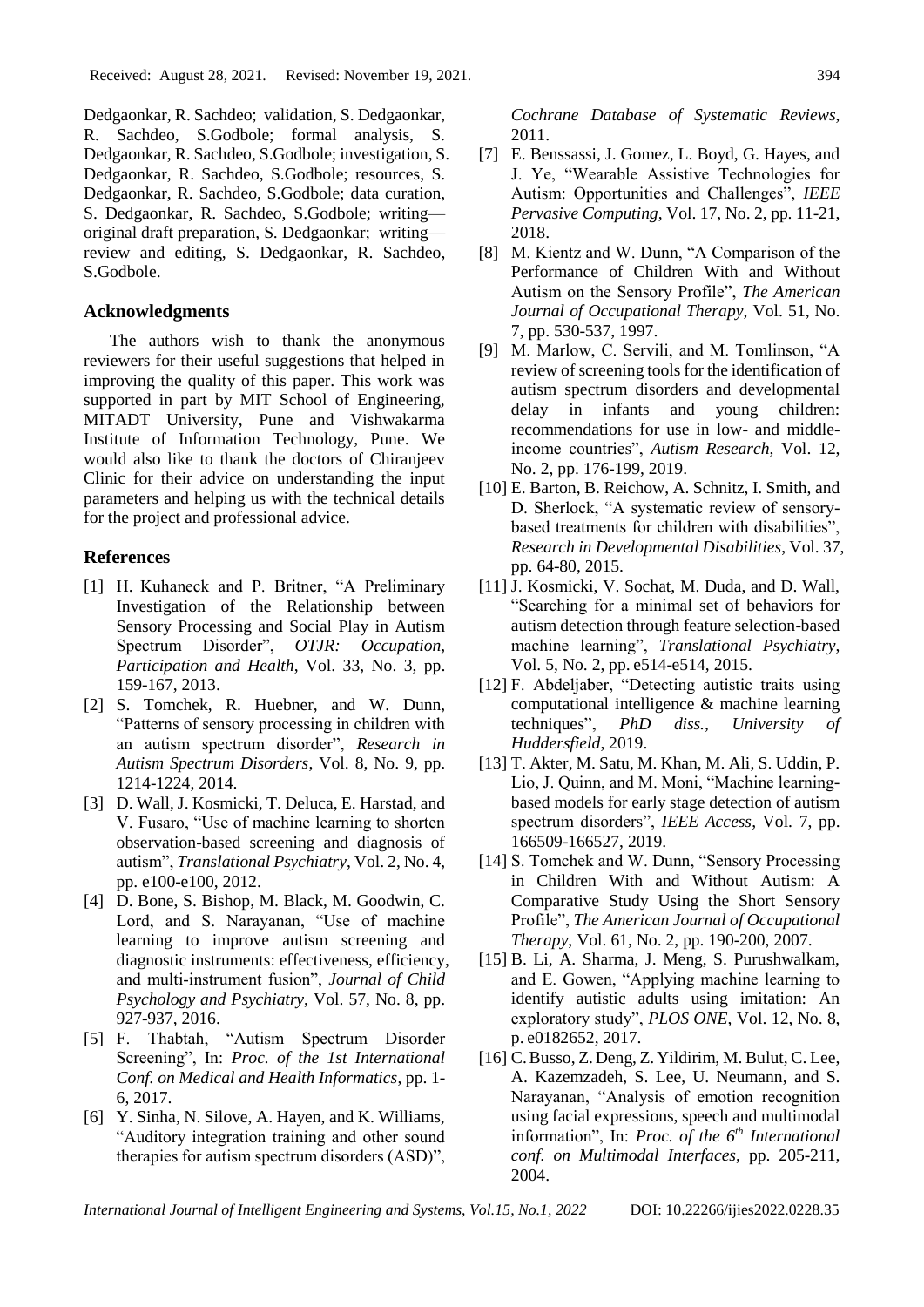Dedgaonkar, R. Sachdeo; validation, S. Dedgaonkar, R. Sachdeo, S.Godbole; formal analysis, S. Dedgaonkar, R. Sachdeo, S.Godbole; investigation, S. Dedgaonkar, R. Sachdeo, S.Godbole; resources, S. Dedgaonkar, R. Sachdeo, S.Godbole; data curation, S. Dedgaonkar, R. Sachdeo, S.Godbole; writing—original draft preparation, S. Dedgaonkar; writing—review and editing, S. Dedgaonkar, R. Sachdeo, S.Godbole.

## Acknowledgments

The authors wish to thank the anonymous reviewers for their useful suggestions that helped in improving the quality of this paper. This work was supported in part by MIT School of Engineering, MITADT University, Pune and Vishwakarma Institute of Information Technology, Pune. We would also like to thank the doctors of Chiranjeev Clinic for their advice on understanding the input parameters and helping us with the technical details for the project and professional advice.

## References

[1] H. Kuhaneck and P. Britner, "A Preliminary Investigation of the Relationship between Sensory Processing and Social Play in Autism Spectrum Disorder", *OTJR: Occupation, Participation and Health*, Vol. 33, No. 3, pp. 159-167, 2013.

[2] S. Tomchek, R. Huebner, and W. Dunn, "Patterns of sensory processing in children with an autism spectrum disorder", *Research in Autism Spectrum Disorders*, Vol. 8, No. 9, pp. 1214-1224, 2014.

[3] D. Wall, J. Kosmicki, T. Deluca, E. Harstad, and V. Fusaro, "Use of machine learning to shorten observation-based screening and diagnosis of autism", *Translational Psychiatry*, Vol. 2, No. 4, pp. e100-e100, 2012.

[4] D. Bone, S. Bishop, M. Black, M. Goodwin, C. Lord, and S. Narayanan, "Use of machine learning to improve autism screening and diagnostic instruments: effectiveness, efficiency, and multi-instrument fusion", *Journal of Child Psychology and Psychiatry*, Vol. 57, No. 8, pp. 927-937, 2016.

[5] F. Thabtah, "Autism Spectrum Disorder Screening", In: *Proc. of the 1st International Conf. on Medical and Health Informatics*, pp. 1-6, 2017.

[6] Y. Sinha, N. Silove, A. Hayen, and K. Williams, "Auditory integration training and other sound therapies for autism spectrum disorders (ASD)", *Cochrane Database of Systematic Reviews*, 2011.

[7] E. Benssassi, J. Gomez, L. Boyd, G. Hayes, and J. Ye, "Wearable Assistive Technologies for Autism: Opportunities and Challenges", *IEEE Pervasive Computing*, Vol. 17, No. 2, pp. 11-21, 2018.

[8] M. Kientz and W. Dunn, "A Comparison of the Performance of Children With and Without Autism on the Sensory Profile", *The American Journal of Occupational Therapy*, Vol. 51, No. 7, pp. 530-537, 1997.

[9] M. Marlow, C. Servili, and M. Tomlinson, "A review of screening tools for the identification of autism spectrum disorders and developmental delay in infants and young children: recommendations for use in low- and middle-income countries", *Autism Research*, Vol. 12, No. 2, pp. 176-199, 2019.

[10] E. Barton, B. Reichow, A. Schnitz, I. Smith, and D. Sherlock, "A systematic review of sensory-based treatments for children with disabilities", *Research in Developmental Disabilities*, Vol. 37, pp. 64-80, 2015.

[11] J. Kosmicki, V. Sochat, M. Duda, and D. Wall, "Searching for a minimal set of behaviors for autism detection through feature selection-based machine learning", *Translational Psychiatry*, Vol. 5, No. 2, pp. e514-e514, 2015.

[12] F. Abdeljaber, "Detecting autistic traits using computational intelligence & machine learning techniques", *PhD diss., University of Huddersfield*, 2019.

[13] T. Akter, M. Satu, M. Khan, M. Ali, S. Uddin, P. Lio, J. Quinn, and M. Moni, "Machine learning-based models for early stage detection of autism spectrum disorders", *IEEE Access*, Vol. 7, pp. 166509-166527, 2019.

[14] S. Tomchek and W. Dunn, "Sensory Processing in Children With and Without Autism: A Comparative Study Using the Short Sensory Profile", *The American Journal of Occupational Therapy*, Vol. 61, No. 2, pp. 190-200, 2007.

[15] B. Li, A. Sharma, J. Meng, S. Purushwalkam, and E. Gowen, "Applying machine learning to identify autistic adults using imitation: An exploratory study", *PLOS ONE*, Vol. 12, No. 8, p. e0182652, 2017.

[16] C. Busso, Z. Deng, Z. Yildirim, M. Bulut, C. Lee, A. Kazemzadeh, S. Lee, U. Neumann, and S. Narayanan, "Analysis of emotion recognition using facial expressions, speech and multimodal information", In: *Proc. of the 6th International conf. on Multimodal Interfaces*, pp. 205-211, 2004.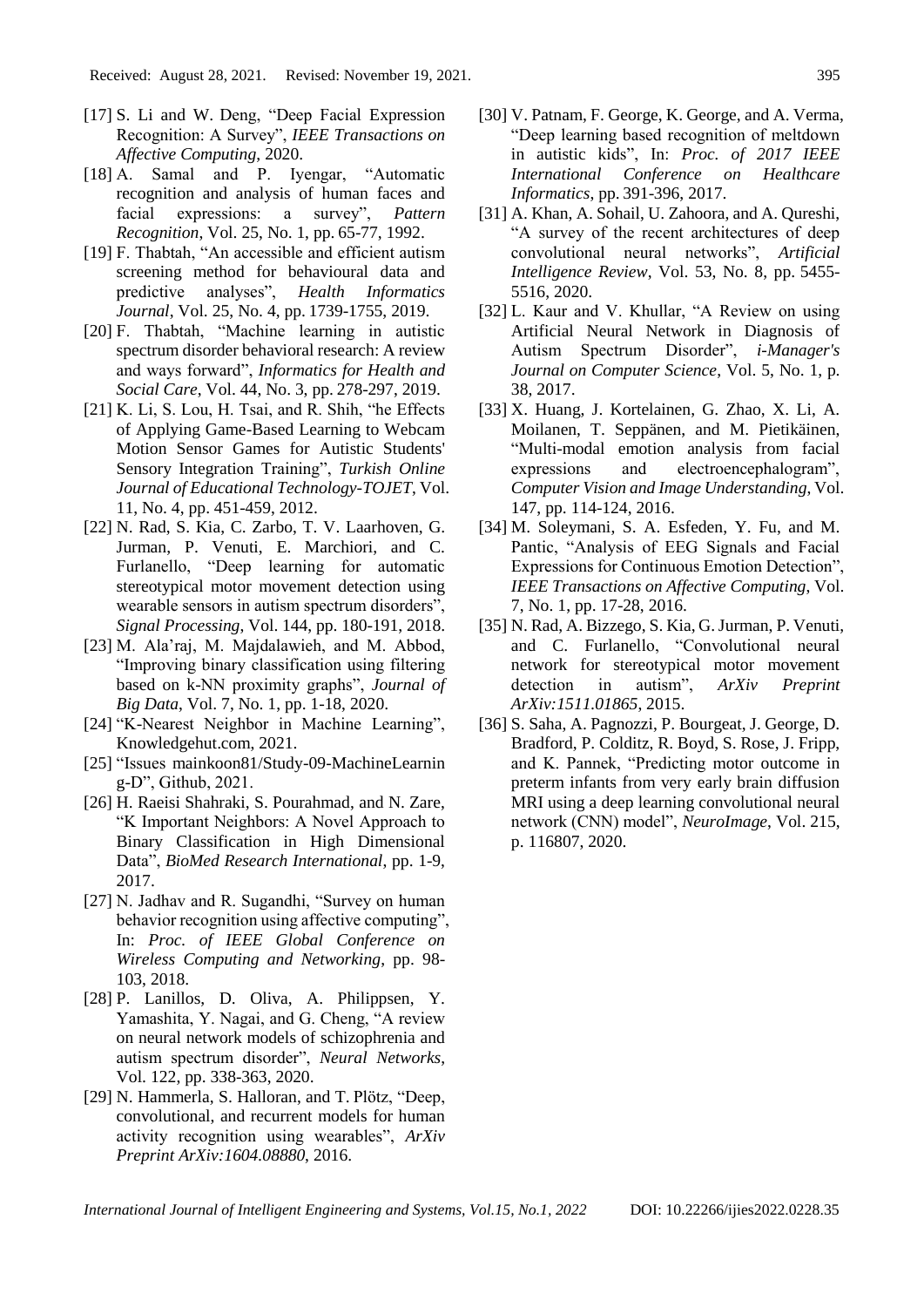[17] S. Li and W. Deng, "Deep Facial Expression Recognition: A Survey", *IEEE Transactions on Affective Computing*, 2020.

[18] A. Samal and P. Iyengar, "Automatic recognition and analysis of human faces and facial expressions: a survey", *Pattern Recognition*, Vol. 25, No. 1, pp. 65-77, 1992.

[19] F. Thabtah, "An accessible and efficient autism screening method for behavioural data and predictive analyses", *Health Informatics Journal*, Vol. 25, No. 4, pp. 1739-1755, 2019.

[20] F. Thabtah, "Machine learning in autistic spectrum disorder behavioral research: A review and ways forward", *Informatics for Health and Social Care*, Vol. 44, No. 3, pp. 278-297, 2019.

[21] K. Li, S. Lou, H. Tsai, and R. Shih, "he Effects of Applying Game-Based Learning to Webcam Motion Sensor Games for Autistic Students' Sensory Integration Training", *Turkish Online Journal of Educational Technology-TOJET*, Vol. 11, No. 4, pp. 451-459, 2012.

[22] N. Rad, S. Kia, C. Zarbo, T. V. Laarhoven, G. Jurman, P. Venuti, E. Marchiori, and C. Furlanello, "Deep learning for automatic stereotypical motor movement detection using wearable sensors in autism spectrum disorders", *Signal Processing*, Vol. 144, pp. 180-191, 2018.

[23] M. Ala'raj, M. Majdalawieh, and M. Abbod, "Improving binary classification using filtering based on k-NN proximity graphs", *Journal of Big Data*, Vol. 7, No. 1, pp. 1-18, 2020.

[24] "K-Nearest Neighbor in Machine Learning", Knowledgehut.com, 2021.

[25] "Issues mainkoon81/Study-09-MachineLearning-D", Github, 2021.

[26] H. Raeisi Shahraki, S. Pourahmad, and N. Zare, "K Important Neighbors: A Novel Approach to Binary Classification in High Dimensional Data", *BioMed Research International*, pp. 1-9, 2017.

[27] N. Jadhav and R. Sugandhi, "Survey on human behavior recognition using affective computing", In: *Proc. of IEEE Global Conference on Wireless Computing and Networking*, pp. 98-103, 2018.

[28] P. Lanillos, D. Oliva, A. Philippsen, Y. Yamashita, Y. Nagai, and G. Cheng, "A review on neural network models of schizophrenia and autism spectrum disorder", *Neural Networks*, Vol. 122, pp. 338-363, 2020.

[29] N. Hammerla, S. Halloran, and T. Plötz, "Deep, convolutional, and recurrent models for human activity recognition using wearables", *ArXiv Preprint ArXiv:1604.08880*, 2016.

[30] V. Patnam, F. George, K. George, and A. Verma, "Deep learning based recognition of meltdown in autistic kids", In: *Proc. of 2017 IEEE International Conference on Healthcare Informatics*, pp. 391-396, 2017.

[31] A. Khan, A. Sohail, U. Zahoora, and A. Qureshi, "A survey of the recent architectures of deep convolutional neural networks", *Artificial Intelligence Review*, Vol. 53, No. 8, pp. 5455-5516, 2020.

[32] L. Kaur and V. Khullar, "A Review on using Artificial Neural Network in Diagnosis of Autism Spectrum Disorder", *i-Manager's Journal on Computer Science*, Vol. 5, No. 1, p. 38, 2017.

[33] X. Huang, J. Kortelainen, G. Zhao, X. Li, A. Moilanen, T. Seppänen, and M. Pietikäinen, "Multi-modal emotion analysis from facial expressions and electroencephalogram", *Computer Vision and Image Understanding*, Vol. 147, pp. 114-124, 2016.

[34] M. Soleymani, S. A. Esfeden, Y. Fu, and M. Pantic, "Analysis of EEG Signals and Facial Expressions for Continuous Emotion Detection", *IEEE Transactions on Affective Computing*, Vol. 7, No. 1, pp. 17-28, 2016.

[35] N. Rad, A. Bizzego, S. Kia, G. Jurman, P. Venuti, and C. Furlanello, "Convolutional neural network for stereotypical motor movement detection in autism", *ArXiv Preprint ArXiv:1511.01865*, 2015.

[36] S. Saha, A. Pagnozzi, P. Bourgeat, J. George, D. Bradford, P. Colditz, R. Boyd, S. Rose, J. Fripp, and K. Pannek, "Predicting motor outcome in preterm infants from very early brain diffusion MRI using a deep learning convolutional neural network (CNN) model", *NeuroImage*, Vol. 215, p. 116807, 2020.